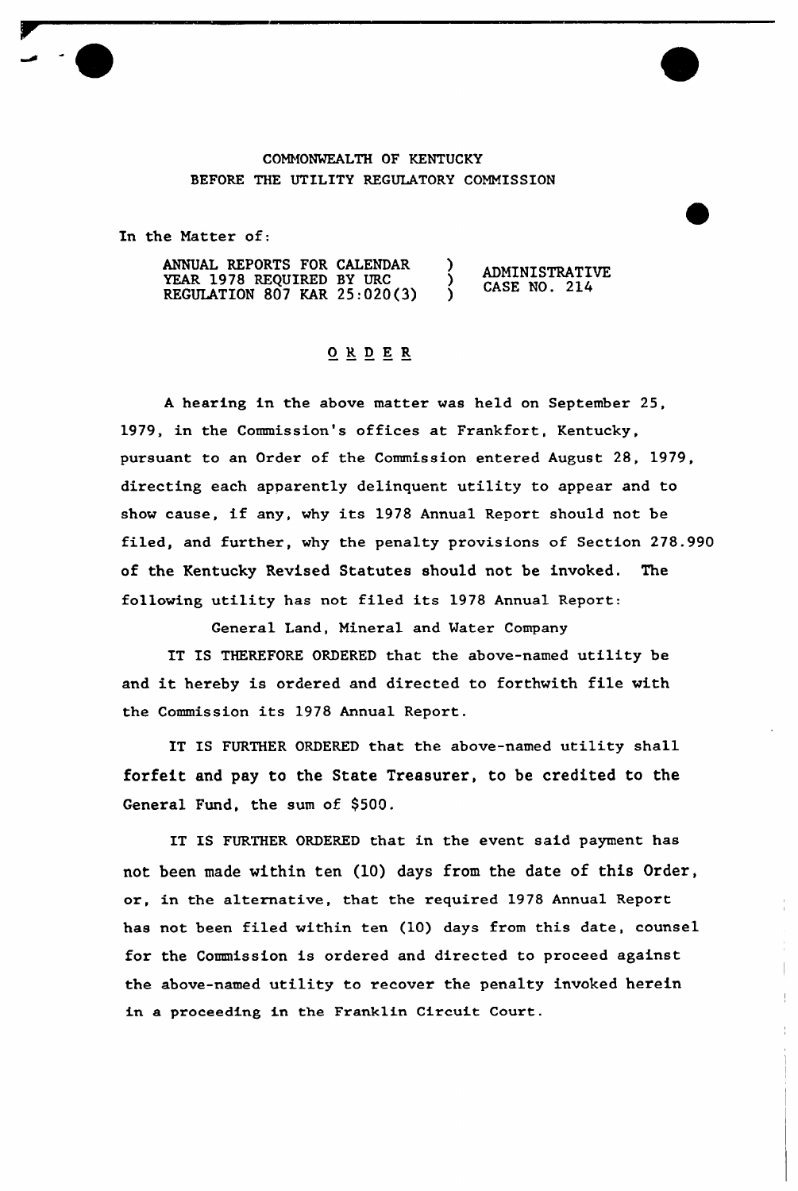COMMONWEALTH OF KENTUCKY
BEFORE THE UTILITY REGULATORY COMMISSION

In the Matter of:

| | | |
|---|---|---|
| ANNUAL REPORTS FOR CALENDAR YEAR 1978 REQUIRED BY URC REGULATION 807 KAR 25:020(3) | ) ) ) | ADMINISTRATIVE CASE NO. 214 |

## O R D E R

A hearing in the above matter was held on September 25, 1979, in the Commission's offices at Frankfort, Kentucky, pursuant to an Order of the Commission entered August 28, 1979, directing each apparently delinquent utility to appear and to show cause, if any, why its 1978 Annual Report should not be filed, and further, why the penalty provisions of Section 278.990 of the Kentucky Revised Statutes should not be invoked. The following utility has not filed its 1978 Annual Report:

General Land, Mineral and Water Company

IT IS THEREFORE ORDERED that the above-named utility be and it hereby is ordered and directed to forthwith file with the Commission its 1978 Annual Report.

IT IS FURTHER ORDERED that the above-named utility shall forfeit and pay to the State Treasurer, to be credited to the General Fund, the sum of $500.

IT IS FURTHER ORDERED that in the event said payment has not been made within ten (10) days from the date of this Order, or, in the alternative, that the required 1978 Annual Report has not been filed within ten (10) days from this date, counsel for the Commission is ordered and directed to proceed against the above-named utility to recover the penalty invoked herein in a proceeding in the Franklin Circuit Court.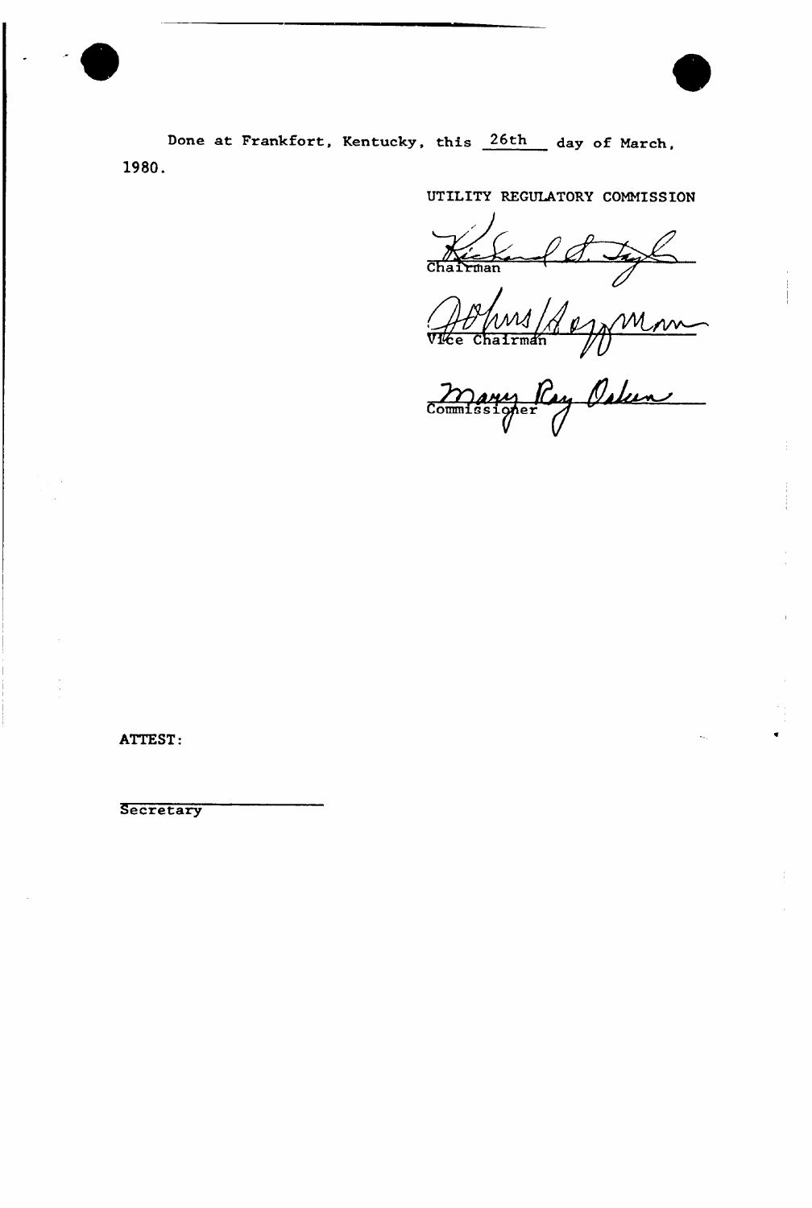Done at Frankfort, Kentucky, this 26th day of March, 1980.

UTILITY REGULATORY COMMISSION

Chairman

Vice Chairman

Commissioner

ATTEST:

Secretary